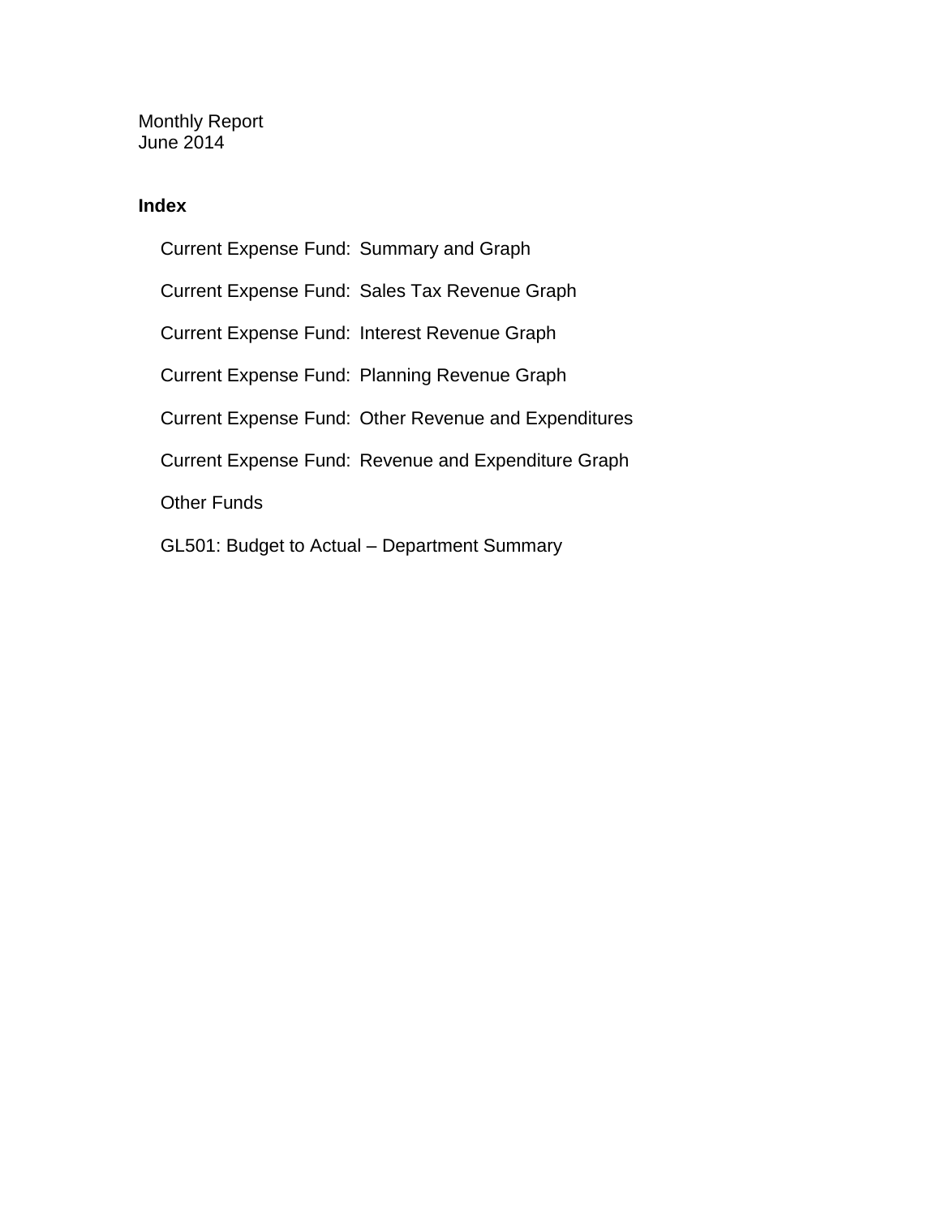Monthly Report
June 2014

## Index

- Current Expense Fund: Summary and Graph
- Current Expense Fund: Sales Tax Revenue Graph
- Current Expense Fund: Interest Revenue Graph
- Current Expense Fund: Planning Revenue Graph
- Current Expense Fund: Other Revenue and Expenditures
- Current Expense Fund: Revenue and Expenditure Graph
- Other Funds
- GL501: Budget to Actual – Department Summary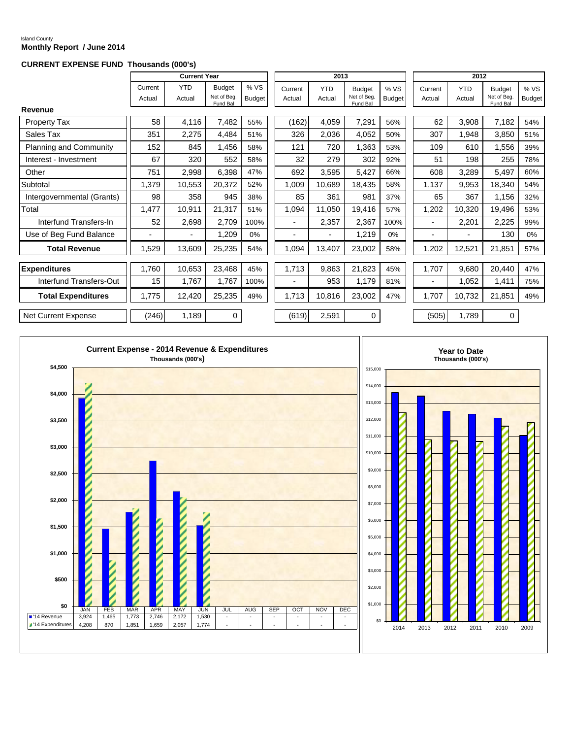Island County

**Monthly Report / June 2014**

**CURRENT EXPENSE FUND Thousands (000's)**

| | Current Year | | | | 2013 | | | | 2012 | | | |
|---|---|---|---|---|---|---|---|---|---|---|---|---|
| **Revenue** | Current Actual | YTD Actual | Budget Net of Beg. Fund Bal | % VS Budget | Current Actual | YTD Actual | Budget Net of Beg. Fund Bal | % VS Budget | Current Actual | YTD Actual | Budget Net of Beg. Fund Bal | % VS Budget |
| Property Tax | 58 | 4,116 | 7,482 | 55% | (162) | 4,059 | 7,291 | 56% | 62 | 3,908 | 7,182 | 54% |
| Sales Tax | 351 | 2,275 | 4,484 | 51% | 326 | 2,036 | 4,052 | 50% | 307 | 1,948 | 3,850 | 51% |
| Planning and Community | 152 | 845 | 1,456 | 58% | 121 | 720 | 1,363 | 53% | 109 | 610 | 1,556 | 39% |
| Interest - Investment | 67 | 320 | 552 | 58% | 32 | 279 | 302 | 92% | 51 | 198 | 255 | 78% |
| Other | 751 | 2,998 | 6,398 | 47% | 692 | 3,595 | 5,427 | 66% | 608 | 3,289 | 5,497 | 60% |
| Subtotal | 1,379 | 10,553 | 20,372 | 52% | 1,009 | 10,689 | 18,435 | 58% | 1,137 | 9,953 | 18,340 | 54% |
| Intergovernmental (Grants) | 98 | 358 | 945 | 38% | 85 | 361 | 981 | 37% | 65 | 367 | 1,156 | 32% |
| Total | 1,477 | 10,911 | 21,317 | 51% | 1,094 | 11,050 | 19,416 | 57% | 1,202 | 10,320 | 19,496 | 53% |
| Interfund Transfers-In | 52 | 2,698 | 2,709 | 100% | - | 2,357 | 2,367 | 100% | - | 2,201 | 2,225 | 99% |
| Use of Beg Fund Balance | - | - | 1,209 | 0% | - | - | 1,219 | 0% | - | - | 130 | 0% |
| **Total Revenue** | 1,529 | 13,609 | 25,235 | 54% | 1,094 | 13,407 | 23,002 | 58% | 1,202 | 12,521 | 21,851 | 57% |
| **Expenditures** | 1,760 | 10,653 | 23,468 | 45% | 1,713 | 9,863 | 21,823 | 45% | 1,707 | 9,680 | 20,440 | 47% |
| Interfund Transfers-Out | 15 | 1,767 | 1,767 | 100% | - | 953 | 1,179 | 81% | - | 1,052 | 1,411 | 75% |
| **Total Expenditures** | 1,775 | 12,420 | 25,235 | 49% | 1,713 | 10,816 | 23,002 | 47% | 1,707 | 10,732 | 21,851 | 49% |
| Net Current Expense | (246) | 1,189 | 0 | | (619) | 2,591 | 0 | | (505) | 1,789 | 0 | |

**Current Expense - 2014 Revenue & Expenditures**
Thousands (000's)

| | JAN | FEB | MAR | APR | MAY | JUN | JUL | AUG | SEP | OCT | NOV | DEC |
|---|---|---|---|---|---|---|---|---|---|---|---|---|
| '14 Revenue | 3,924 | 1,465 | 1,773 | 2,746 | 2,172 | 1,530 | - | - | - | - | - | - |
| '14 Expenditures | 4,208 | 870 | 1,851 | 1,659 | 2,057 | 1,774 | - | - | - | - | - | - |

**Year to Date**
Thousands (000's)

2014, 2013, 2012, 2011, 2010, 2009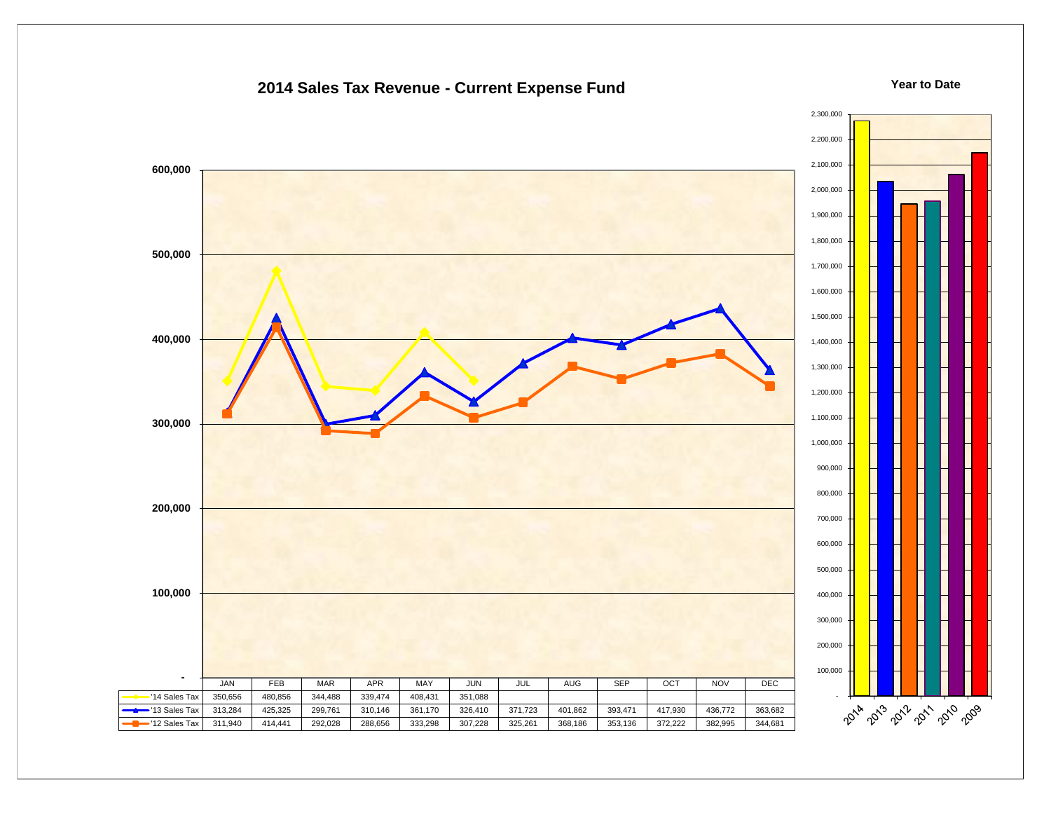# 2014 Sales Tax Revenue - Current Expense Fund

| | JAN | FEB | MAR | APR | MAY | JUN | JUL | AUG | SEP | OCT | NOV | DEC |
|---|---|---|---|---|---|---|---|---|---|---|---|---|
| '14 Sales Tax | 350,656 | 480,856 | 344,488 | 339,474 | 408,431 | 351,088 | | | | | | |
| '13 Sales Tax | 313,284 | 425,325 | 299,761 | 310,146 | 361,170 | 326,410 | 371,723 | 401,862 | 393,471 | 417,930 | 436,772 | 363,682 |
| '12 Sales Tax | 311,940 | 414,441 | 292,028 | 288,656 | 333,298 | 307,228 | 325,261 | 368,186 | 353,136 | 372,222 | 382,995 | 344,681 |

**Year to Date**

Years shown: 2014, 2013, 2012, 2011, 2010, 2009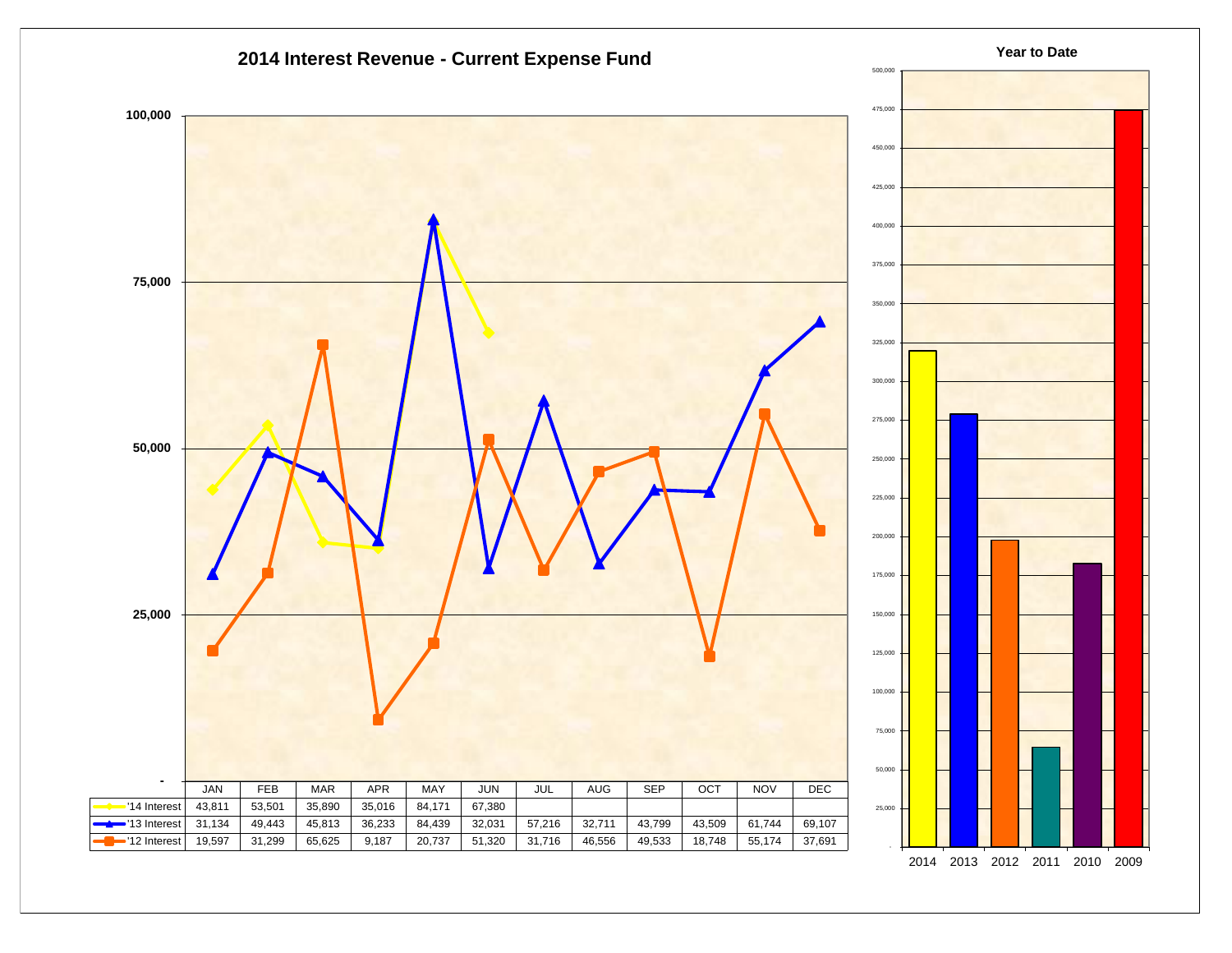# 2014 Interest Revenue - Current Expense Fund

| | JAN | FEB | MAR | APR | MAY | JUN | JUL | AUG | SEP | OCT | NOV | DEC |
|---|---|---|---|---|---|---|---|---|---|---|---|---|
| '14 Interest | 43,811 | 53,501 | 35,890 | 35,016 | 84,171 | 67,380 | | | | | | |
| '13 Interest | 31,134 | 49,443 | 45,813 | 36,233 | 84,439 | 32,031 | 57,216 | 32,711 | 43,799 | 43,509 | 61,744 | 69,107 |
| '12 Interest | 19,597 | 31,299 | 65,625 | 9,187 | 20,737 | 51,320 | 31,716 | 46,556 | 49,533 | 18,748 | 55,174 | 37,691 |

## Year to Date

2014, 2013, 2012, 2011, 2010, 2009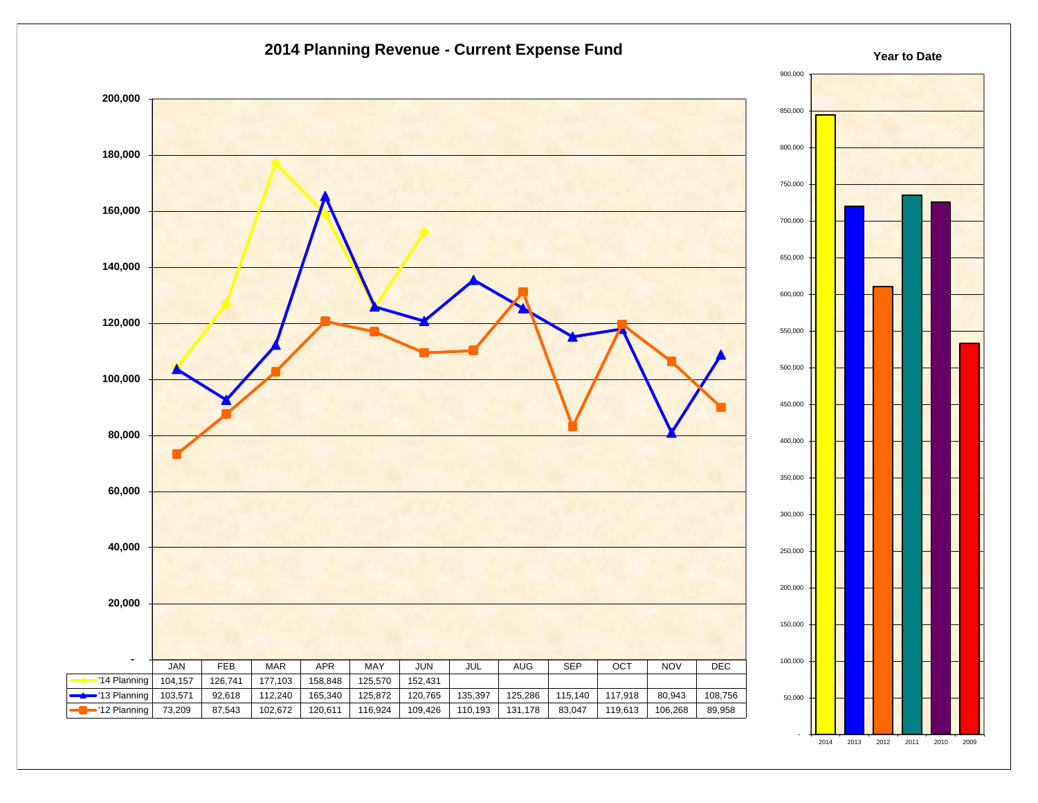## 2014 Planning Revenue - Current Expense Fund

| | JAN | FEB | MAR | APR | MAY | JUN | JUL | AUG | SEP | OCT | NOV | DEC |
|---|---|---|---|---|---|---|---|---|---|---|---|---|
| '14 Planning | 104,157 | 126,741 | 177,103 | 158,848 | 125,570 | 152,431 | | | | | | |
| '13 Planning | 103,571 | 92,618 | 112,240 | 165,340 | 125,872 | 120,765 | 135,397 | 125,286 | 115,140 | 117,918 | 80,943 | 108,756 |
| '12 Planning | 73,209 | 87,543 | 102,672 | 120,611 | 116,924 | 109,426 | 110,193 | 131,178 | 83,047 | 119,613 | 106,268 | 89,958 |

### Year to Date

2014, 2013, 2012, 2011, 2010, 2009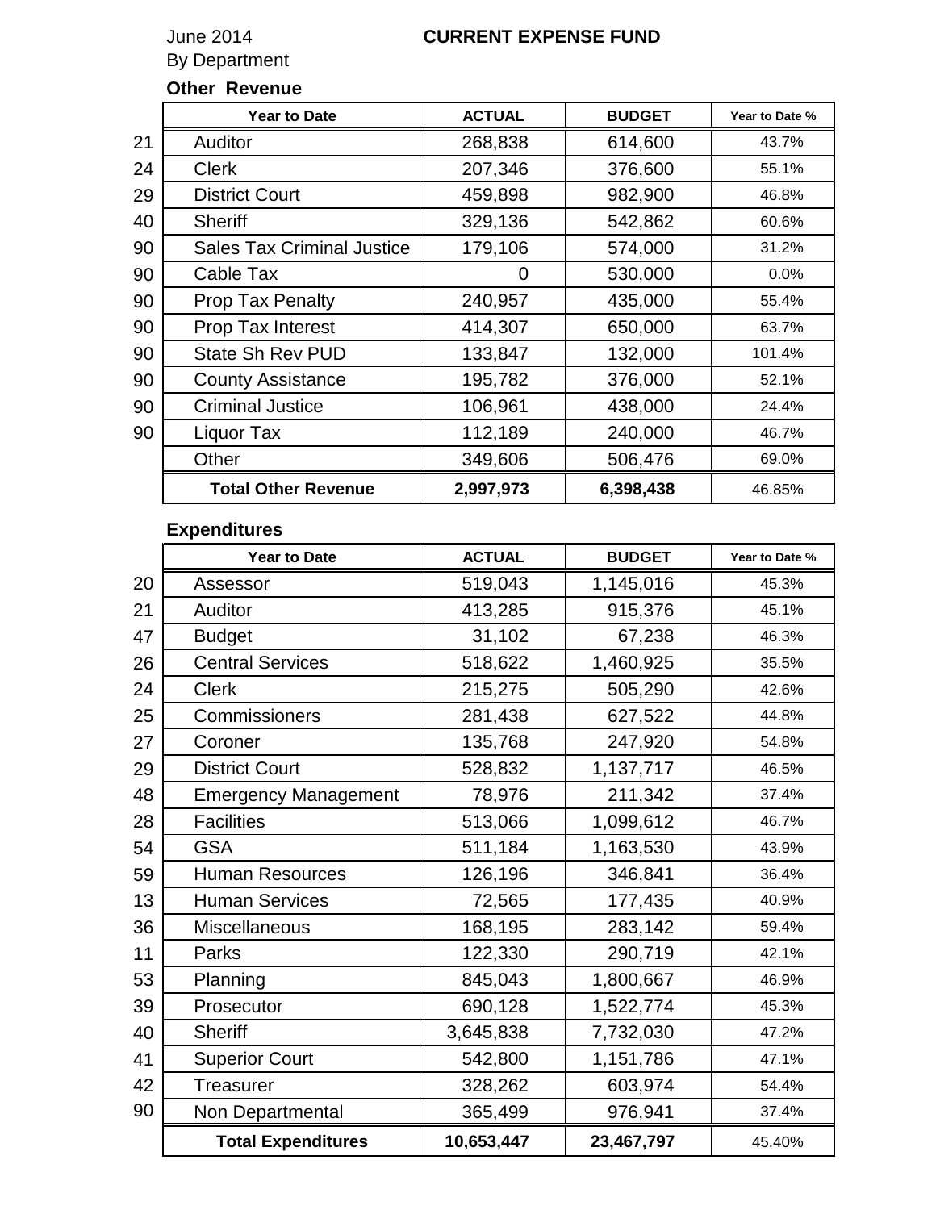June 2014 **CURRENT EXPENSE FUND**

By Department

**Other Revenue**

| | Year to Date | ACTUAL | BUDGET | Year to Date % |
|---|---|---|---|---|
| 21 | Auditor | 268,838 | 614,600 | 43.7% |
| 24 | Clerk | 207,346 | 376,600 | 55.1% |
| 29 | District Court | 459,898 | 982,900 | 46.8% |
| 40 | Sheriff | 329,136 | 542,862 | 60.6% |
| 90 | Sales Tax Criminal Justice | 179,106 | 574,000 | 31.2% |
| 90 | Cable Tax | 0 | 530,000 | 0.0% |
| 90 | Prop Tax Penalty | 240,957 | 435,000 | 55.4% |
| 90 | Prop Tax Interest | 414,307 | 650,000 | 63.7% |
| 90 | State Sh Rev PUD | 133,847 | 132,000 | 101.4% |
| 90 | County Assistance | 195,782 | 376,000 | 52.1% |
| 90 | Criminal Justice | 106,961 | 438,000 | 24.4% |
| 90 | Liquor Tax | 112,189 | 240,000 | 46.7% |
| | Other | 349,606 | 506,476 | 69.0% |
| | **Total Other Revenue** | **2,997,973** | **6,398,438** | 46.85% |

**Expenditures**

| | Year to Date | ACTUAL | BUDGET | Year to Date % |
|---|---|---|---|---|
| 20 | Assessor | 519,043 | 1,145,016 | 45.3% |
| 21 | Auditor | 413,285 | 915,376 | 45.1% |
| 47 | Budget | 31,102 | 67,238 | 46.3% |
| 26 | Central Services | 518,622 | 1,460,925 | 35.5% |
| 24 | Clerk | 215,275 | 505,290 | 42.6% |
| 25 | Commissioners | 281,438 | 627,522 | 44.8% |
| 27 | Coroner | 135,768 | 247,920 | 54.8% |
| 29 | District Court | 528,832 | 1,137,717 | 46.5% |
| 48 | Emergency Management | 78,976 | 211,342 | 37.4% |
| 28 | Facilities | 513,066 | 1,099,612 | 46.7% |
| 54 | GSA | 511,184 | 1,163,530 | 43.9% |
| 59 | Human Resources | 126,196 | 346,841 | 36.4% |
| 13 | Human Services | 72,565 | 177,435 | 40.9% |
| 36 | Miscellaneous | 168,195 | 283,142 | 59.4% |
| 11 | Parks | 122,330 | 290,719 | 42.1% |
| 53 | Planning | 845,043 | 1,800,667 | 46.9% |
| 39 | Prosecutor | 690,128 | 1,522,774 | 45.3% |
| 40 | Sheriff | 3,645,838 | 7,732,030 | 47.2% |
| 41 | Superior Court | 542,800 | 1,151,786 | 47.1% |
| 42 | Treasurer | 328,262 | 603,974 | 54.4% |
| 90 | Non Departmental | 365,499 | 976,941 | 37.4% |
| | **Total Expenditures** | **10,653,447** | **23,467,797** | 45.40% |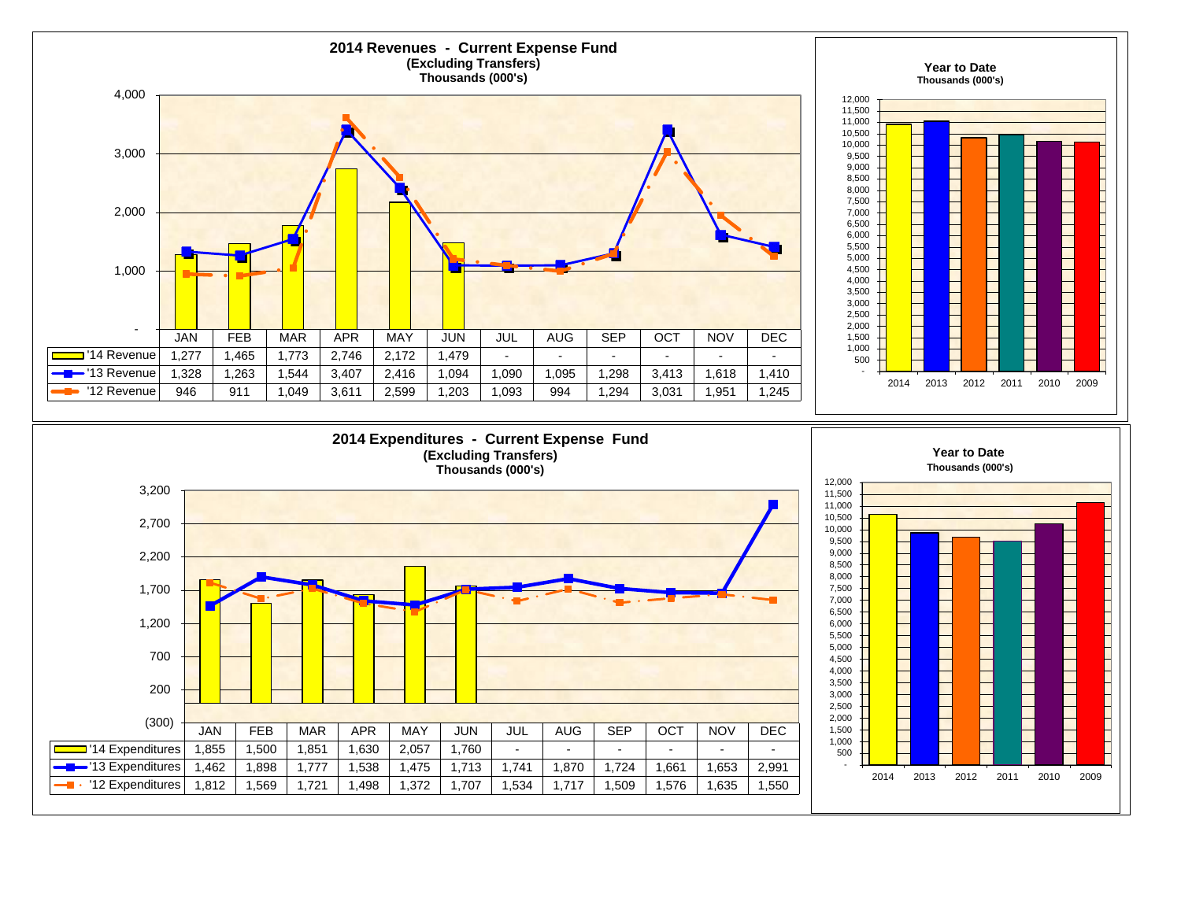## 2014 Revenues - Current Expense Fund
**(Excluding Transfers)**
**Thousands (000's)**

| | JAN | FEB | MAR | APR | MAY | JUN | JUL | AUG | SEP | OCT | NOV | DEC |
|---|---|---|---|---|---|---|---|---|---|---|---|---|
| '14 Revenue | 1,277 | 1,465 | 1,773 | 2,746 | 2,172 | 1,479 | - | - | - | - | - | - |
| '13 Revenue | 1,328 | 1,263 | 1,544 | 3,407 | 2,416 | 1,094 | 1,090 | 1,095 | 1,298 | 3,413 | 1,618 | 1,410 |
| '12 Revenue | 946 | 911 | 1,049 | 3,611 | 2,599 | 1,203 | 1,093 | 994 | 1,294 | 3,031 | 1,951 | 1,245 |

**Year to Date**
**Thousands (000's)**

2014, 2013, 2012, 2011, 2010, 2009

## 2014 Expenditures - Current Expense Fund
**(Excluding Transfers)**
**Thousands (000's)**

| | JAN | FEB | MAR | APR | MAY | JUN | JUL | AUG | SEP | OCT | NOV | DEC |
|---|---|---|---|---|---|---|---|---|---|---|---|---|
| '14 Expenditures | 1,855 | 1,500 | 1,851 | 1,630 | 2,057 | 1,760 | - | - | - | - | - | - |
| '13 Expenditures | 1,462 | 1,898 | 1,777 | 1,538 | 1,475 | 1,713 | 1,741 | 1,870 | 1,724 | 1,661 | 1,653 | 2,991 |
| '12 Expenditures | 1,812 | 1,569 | 1,721 | 1,498 | 1,372 | 1,707 | 1,534 | 1,717 | 1,509 | 1,576 | 1,635 | 1,550 |

**Year to Date**
**Thousands (000's)**

2014, 2013, 2012, 2011, 2010, 2009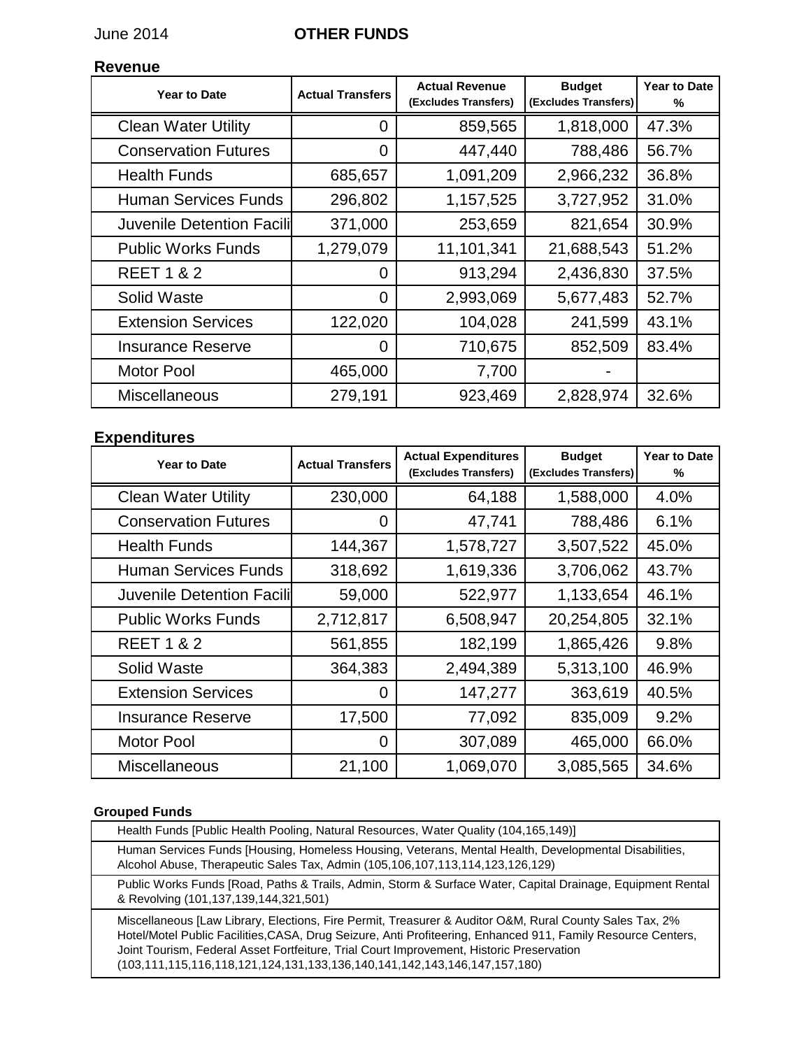June 2014 **OTHER FUNDS**

## Revenue

| Year to Date | Actual Transfers | Actual Revenue (Excludes Transfers) | Budget (Excludes Transfers) | Year to Date % |
|---|---|---|---|---|
| Clean Water Utility | 0 | 859,565 | 1,818,000 | 47.3% |
| Conservation Futures | 0 | 447,440 | 788,486 | 56.7% |
| Health Funds | 685,657 | 1,091,209 | 2,966,232 | 36.8% |
| Human Services Funds | 296,802 | 1,157,525 | 3,727,952 | 31.0% |
| Juvenile Detention Facili | 371,000 | 253,659 | 821,654 | 30.9% |
| Public Works Funds | 1,279,079 | 11,101,341 | 21,688,543 | 51.2% |
| REET 1 & 2 | 0 | 913,294 | 2,436,830 | 37.5% |
| Solid Waste | 0 | 2,993,069 | 5,677,483 | 52.7% |
| Extension Services | 122,020 | 104,028 | 241,599 | 43.1% |
| Insurance Reserve | 0 | 710,675 | 852,509 | 83.4% |
| Motor Pool | 465,000 | 7,700 | - | |
| Miscellaneous | 279,191 | 923,469 | 2,828,974 | 32.6% |

## Expenditures

| Year to Date | Actual Transfers | Actual Expenditures (Excludes Transfers) | Budget (Excludes Transfers) | Year to Date % |
|---|---|---|---|---|
| Clean Water Utility | 230,000 | 64,188 | 1,588,000 | 4.0% |
| Conservation Futures | 0 | 47,741 | 788,486 | 6.1% |
| Health Funds | 144,367 | 1,578,727 | 3,507,522 | 45.0% |
| Human Services Funds | 318,692 | 1,619,336 | 3,706,062 | 43.7% |
| Juvenile Detention Facili | 59,000 | 522,977 | 1,133,654 | 46.1% |
| Public Works Funds | 2,712,817 | 6,508,947 | 20,254,805 | 32.1% |
| REET 1 & 2 | 561,855 | 182,199 | 1,865,426 | 9.8% |
| Solid Waste | 364,383 | 2,494,389 | 5,313,100 | 46.9% |
| Extension Services | 0 | 147,277 | 363,619 | 40.5% |
| Insurance Reserve | 17,500 | 77,092 | 835,009 | 9.2% |
| Motor Pool | 0 | 307,089 | 465,000 | 66.0% |
| Miscellaneous | 21,100 | 1,069,070 | 3,085,565 | 34.6% |

### Grouped Funds

| |
|---|
| Health Funds [Public Health Pooling, Natural Resources, Water Quality (104,165,149)] |
| Human Services Funds [Housing, Homeless Housing, Veterans, Mental Health, Developmental Disabilities, Alcohol Abuse, Therapeutic Sales Tax, Admin (105,106,107,113,114,123,126,129) |
| Public Works Funds [Road, Paths & Trails, Admin, Storm & Surface Water, Capital Drainage, Equipment Rental & Revolving (101,137,139,144,321,501) |
| Miscellaneous [Law Library, Elections, Fire Permit, Treasurer & Auditor O&M, Rural County Sales Tax, 2% Hotel/Motel Public Facilities,CASA, Drug Seizure, Anti Profiteering, Enhanced 911, Family Resource Centers, Joint Tourism, Federal Asset Fortfeiture, Trial Court Improvement, Historic Preservation (103,111,115,116,118,121,124,131,133,136,140,141,142,143,146,147,157,180) |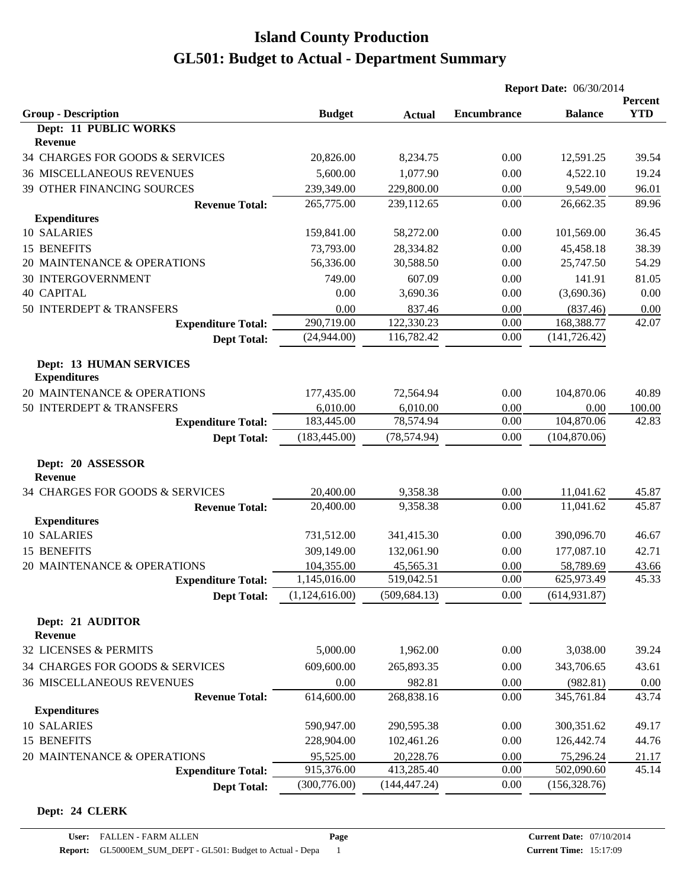# Island County Production
# GL501: Budget to Actual - Department Summary

**Report Date:** 06/30/2014

| Group - Description | Budget | Actual | Encumbrance | Balance | Percent YTD |
|---|---|---|---|---|---|
| **Dept: 11 PUBLIC WORKS** | | | | | |
| **Revenue** | | | | | |
| 34 CHARGES FOR GOODS & SERVICES | 20,826.00 | 8,234.75 | 0.00 | 12,591.25 | 39.54 |
| 36 MISCELLANEOUS REVENUES | 5,600.00 | 1,077.90 | 0.00 | 4,522.10 | 19.24 |
| 39 OTHER FINANCING SOURCES | 239,349.00 | 229,800.00 | 0.00 | 9,549.00 | 96.01 |
| **Revenue Total:** | 265,775.00 | 239,112.65 | 0.00 | 26,662.35 | 89.96 |
| **Expenditures** | | | | | |
| 10 SALARIES | 159,841.00 | 58,272.00 | 0.00 | 101,569.00 | 36.45 |
| 15 BENEFITS | 73,793.00 | 28,334.82 | 0.00 | 45,458.18 | 38.39 |
| 20 MAINTENANCE & OPERATIONS | 56,336.00 | 30,588.50 | 0.00 | 25,747.50 | 54.29 |
| 30 INTERGOVERNMENT | 749.00 | 607.09 | 0.00 | 141.91 | 81.05 |
| 40 CAPITAL | 0.00 | 3,690.36 | 0.00 | (3,690.36) | 0.00 |
| 50 INTERDEPT & TRANSFERS | 0.00 | 837.46 | 0.00 | (837.46) | 0.00 |
| **Expenditure Total:** | 290,719.00 | 122,330.23 | 0.00 | 168,388.77 | 42.07 |
| **Dept Total:** | (24,944.00) | 116,782.42 | 0.00 | (141,726.42) | |
| **Dept: 13 HUMAN SERVICES** | | | | | |
| **Expenditures** | | | | | |
| 20 MAINTENANCE & OPERATIONS | 177,435.00 | 72,564.94 | 0.00 | 104,870.06 | 40.89 |
| 50 INTERDEPT & TRANSFERS | 6,010.00 | 6,010.00 | 0.00 | 0.00 | 100.00 |
| **Expenditure Total:** | 183,445.00 | 78,574.94 | 0.00 | 104,870.06 | 42.83 |
| **Dept Total:** | (183,445.00) | (78,574.94) | 0.00 | (104,870.06) | |
| **Dept: 20 ASSESSOR** | | | | | |
| **Revenue** | | | | | |
| 34 CHARGES FOR GOODS & SERVICES | 20,400.00 | 9,358.38 | 0.00 | 11,041.62 | 45.87 |
| **Revenue Total:** | 20,400.00 | 9,358.38 | 0.00 | 11,041.62 | 45.87 |
| **Expenditures** | | | | | |
| 10 SALARIES | 731,512.00 | 341,415.30 | 0.00 | 390,096.70 | 46.67 |
| 15 BENEFITS | 309,149.00 | 132,061.90 | 0.00 | 177,087.10 | 42.71 |
| 20 MAINTENANCE & OPERATIONS | 104,355.00 | 45,565.31 | 0.00 | 58,789.69 | 43.66 |
| **Expenditure Total:** | 1,145,016.00 | 519,042.51 | 0.00 | 625,973.49 | 45.33 |
| **Dept Total:** | (1,124,616.00) | (509,684.13) | 0.00 | (614,931.87) | |
| **Dept: 21 AUDITOR** | | | | | |
| **Revenue** | | | | | |
| 32 LICENSES & PERMITS | 5,000.00 | 1,962.00 | 0.00 | 3,038.00 | 39.24 |
| 34 CHARGES FOR GOODS & SERVICES | 609,600.00 | 265,893.35 | 0.00 | 343,706.65 | 43.61 |
| 36 MISCELLANEOUS REVENUES | 0.00 | 982.81 | 0.00 | (982.81) | 0.00 |
| **Revenue Total:** | 614,600.00 | 268,838.16 | 0.00 | 345,761.84 | 43.74 |
| **Expenditures** | | | | | |
| 10 SALARIES | 590,947.00 | 290,595.38 | 0.00 | 300,351.62 | 49.17 |
| 15 BENEFITS | 228,904.00 | 102,461.26 | 0.00 | 126,442.74 | 44.76 |
| 20 MAINTENANCE & OPERATIONS | 95,525.00 | 20,228.76 | 0.00 | 75,296.24 | 21.17 |
| **Expenditure Total:** | 915,376.00 | 413,285.40 | 0.00 | 502,090.60 | 45.14 |
| **Dept Total:** | (300,776.00) | (144,447.24) | 0.00 | (156,328.76) | |
| **Dept: 24 CLERK** | | | | | |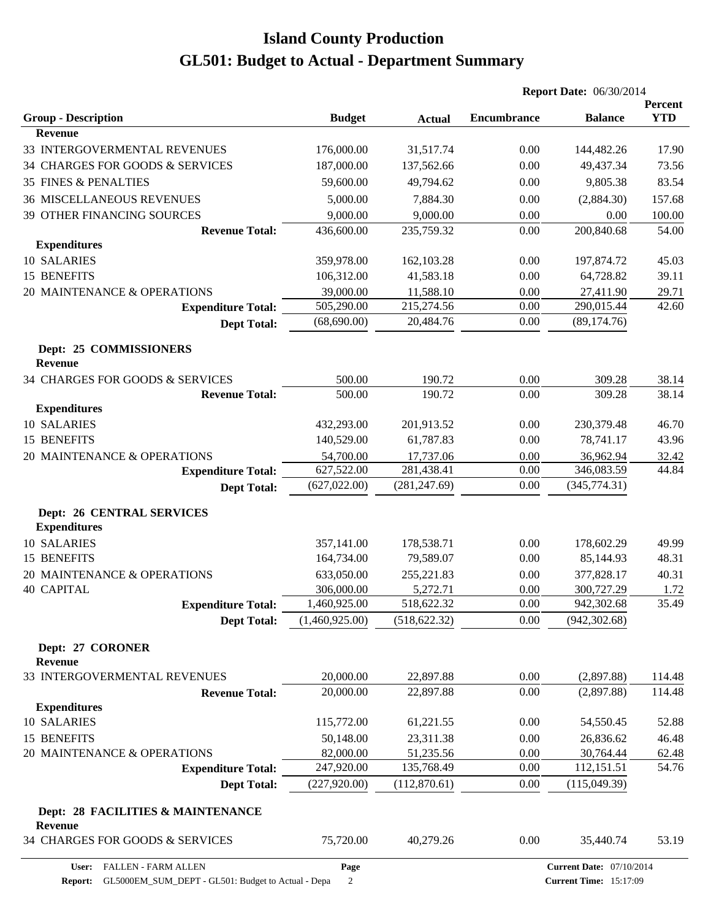# Island County Production

## GL501: Budget to Actual - Department Summary

**Report Date:** 06/30/2014

| Group - Description | Budget | Actual | Encumbrance | Balance | Percent YTD |
|---|---|---|---|---|---|
| **Revenue** | | | | | |
| 33 INTERGOVERMENTAL REVENUES | 176,000.00 | 31,517.74 | 0.00 | 144,482.26 | 17.90 |
| 34 CHARGES FOR GOODS & SERVICES | 187,000.00 | 137,562.66 | 0.00 | 49,437.34 | 73.56 |
| 35 FINES & PENALTIES | 59,600.00 | 49,794.62 | 0.00 | 9,805.38 | 83.54 |
| 36 MISCELLANEOUS REVENUES | 5,000.00 | 7,884.30 | 0.00 | (2,884.30) | 157.68 |
| 39 OTHER FINANCING SOURCES | 9,000.00 | 9,000.00 | 0.00 | 0.00 | 100.00 |
| **Revenue Total:** | 436,600.00 | 235,759.32 | 0.00 | 200,840.68 | 54.00 |
| **Expenditures** | | | | | |
| 10 SALARIES | 359,978.00 | 162,103.28 | 0.00 | 197,874.72 | 45.03 |
| 15 BENEFITS | 106,312.00 | 41,583.18 | 0.00 | 64,728.82 | 39.11 |
| 20 MAINTENANCE & OPERATIONS | 39,000.00 | 11,588.10 | 0.00 | 27,411.90 | 29.71 |
| **Expenditure Total:** | 505,290.00 | 215,274.56 | 0.00 | 290,015.44 | 42.60 |
| **Dept Total:** | (68,690.00) | 20,484.76 | 0.00 | (89,174.76) | |

**Dept: 25 COMMISSIONERS**

| Group - Description | Budget | Actual | Encumbrance | Balance | Percent YTD |
|---|---|---|---|---|---|
| **Revenue** | | | | | |
| 34 CHARGES FOR GOODS & SERVICES | 500.00 | 190.72 | 0.00 | 309.28 | 38.14 |
| **Revenue Total:** | 500.00 | 190.72 | 0.00 | 309.28 | 38.14 |
| **Expenditures** | | | | | |
| 10 SALARIES | 432,293.00 | 201,913.52 | 0.00 | 230,379.48 | 46.70 |
| 15 BENEFITS | 140,529.00 | 61,787.83 | 0.00 | 78,741.17 | 43.96 |
| 20 MAINTENANCE & OPERATIONS | 54,700.00 | 17,737.06 | 0.00 | 36,962.94 | 32.42 |
| **Expenditure Total:** | 627,522.00 | 281,438.41 | 0.00 | 346,083.59 | 44.84 |
| **Dept Total:** | (627,022.00) | (281,247.69) | 0.00 | (345,774.31) | |

**Dept: 26 CENTRAL SERVICES**

| Group - Description | Budget | Actual | Encumbrance | Balance | Percent YTD |
|---|---|---|---|---|---|
| **Expenditures** | | | | | |
| 10 SALARIES | 357,141.00 | 178,538.71 | 0.00 | 178,602.29 | 49.99 |
| 15 BENEFITS | 164,734.00 | 79,589.07 | 0.00 | 85,144.93 | 48.31 |
| 20 MAINTENANCE & OPERATIONS | 633,050.00 | 255,221.83 | 0.00 | 377,828.17 | 40.31 |
| 40 CAPITAL | 306,000.00 | 5,272.71 | 0.00 | 300,727.29 | 1.72 |
| **Expenditure Total:** | 1,460,925.00 | 518,622.32 | 0.00 | 942,302.68 | 35.49 |
| **Dept Total:** | (1,460,925.00) | (518,622.32) | 0.00 | (942,302.68) | |

**Dept: 27 CORONER**

| Group - Description | Budget | Actual | Encumbrance | Balance | Percent YTD |
|---|---|---|---|---|---|
| **Revenue** | | | | | |
| 33 INTERGOVERMENTAL REVENUES | 20,000.00 | 22,897.88 | 0.00 | (2,897.88) | 114.48 |
| **Revenue Total:** | 20,000.00 | 22,897.88 | 0.00 | (2,897.88) | 114.48 |
| **Expenditures** | | | | | |
| 10 SALARIES | 115,772.00 | 61,221.55 | 0.00 | 54,550.45 | 52.88 |
| 15 BENEFITS | 50,148.00 | 23,311.38 | 0.00 | 26,836.62 | 46.48 |
| 20 MAINTENANCE & OPERATIONS | 82,000.00 | 51,235.56 | 0.00 | 30,764.44 | 62.48 |
| **Expenditure Total:** | 247,920.00 | 135,768.49 | 0.00 | 112,151.51 | 54.76 |
| **Dept Total:** | (227,920.00) | (112,870.61) | 0.00 | (115,049.39) | |

**Dept: 28 FACILITIES & MAINTENANCE**

| Group - Description | Budget | Actual | Encumbrance | Balance | Percent YTD |
|---|---|---|---|---|---|
| **Revenue** | | | | | |
| 34 CHARGES FOR GOODS & SERVICES | 75,720.00 | 40,279.26 | 0.00 | 35,440.74 | 53.19 |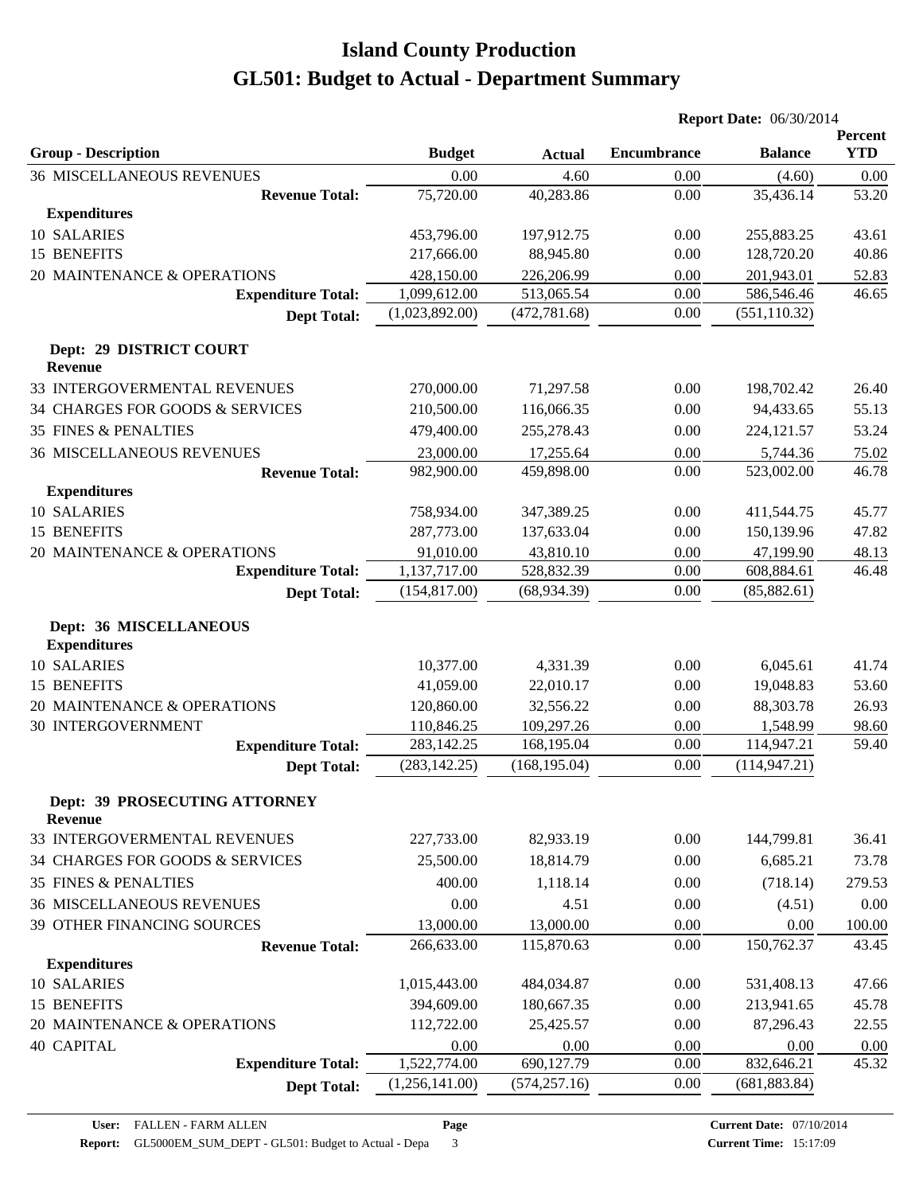# Island County Production
# GL501: Budget to Actual - Department Summary

**Report Date:** 06/30/2014

| Group - Description | Budget | Actual | Encumbrance | Balance | Percent YTD |
|---|---|---|---|---|---|
| 36 MISCELLANEOUS REVENUES | 0.00 | 4.60 | 0.00 | (4.60) | 0.00 |
| **Revenue Total:** | 75,720.00 | 40,283.86 | 0.00 | 35,436.14 | 53.20 |
| **Expenditures** | | | | | |
| 10 SALARIES | 453,796.00 | 197,912.75 | 0.00 | 255,883.25 | 43.61 |
| 15 BENEFITS | 217,666.00 | 88,945.80 | 0.00 | 128,720.20 | 40.86 |
| 20 MAINTENANCE & OPERATIONS | 428,150.00 | 226,206.99 | 0.00 | 201,943.01 | 52.83 |
| **Expenditure Total:** | 1,099,612.00 | 513,065.54 | 0.00 | 586,546.46 | 46.65 |
| **Dept Total:** | (1,023,892.00) | (472,781.68) | 0.00 | (551,110.32) | |
| **Dept: 29 DISTRICT COURT** | | | | | |
| **Revenue** | | | | | |
| 33 INTERGOVERMENTAL REVENUES | 270,000.00 | 71,297.58 | 0.00 | 198,702.42 | 26.40 |
| 34 CHARGES FOR GOODS & SERVICES | 210,500.00 | 116,066.35 | 0.00 | 94,433.65 | 55.13 |
| 35 FINES & PENALTIES | 479,400.00 | 255,278.43 | 0.00 | 224,121.57 | 53.24 |
| 36 MISCELLANEOUS REVENUES | 23,000.00 | 17,255.64 | 0.00 | 5,744.36 | 75.02 |
| **Revenue Total:** | 982,900.00 | 459,898.00 | 0.00 | 523,002.00 | 46.78 |
| **Expenditures** | | | | | |
| 10 SALARIES | 758,934.00 | 347,389.25 | 0.00 | 411,544.75 | 45.77 |
| 15 BENEFITS | 287,773.00 | 137,633.04 | 0.00 | 150,139.96 | 47.82 |
| 20 MAINTENANCE & OPERATIONS | 91,010.00 | 43,810.10 | 0.00 | 47,199.90 | 48.13 |
| **Expenditure Total:** | 1,137,717.00 | 528,832.39 | 0.00 | 608,884.61 | 46.48 |
| **Dept Total:** | (154,817.00) | (68,934.39) | 0.00 | (85,882.61) | |
| **Dept: 36 MISCELLANEOUS** | | | | | |
| **Expenditures** | | | | | |
| 10 SALARIES | 10,377.00 | 4,331.39 | 0.00 | 6,045.61 | 41.74 |
| 15 BENEFITS | 41,059.00 | 22,010.17 | 0.00 | 19,048.83 | 53.60 |
| 20 MAINTENANCE & OPERATIONS | 120,860.00 | 32,556.22 | 0.00 | 88,303.78 | 26.93 |
| 30 INTERGOVERNMENT | 110,846.25 | 109,297.26 | 0.00 | 1,548.99 | 98.60 |
| **Expenditure Total:** | 283,142.25 | 168,195.04 | 0.00 | 114,947.21 | 59.40 |
| **Dept Total:** | (283,142.25) | (168,195.04) | 0.00 | (114,947.21) | |
| **Dept: 39 PROSECUTING ATTORNEY** | | | | | |
| **Revenue** | | | | | |
| 33 INTERGOVERMENTAL REVENUES | 227,733.00 | 82,933.19 | 0.00 | 144,799.81 | 36.41 |
| 34 CHARGES FOR GOODS & SERVICES | 25,500.00 | 18,814.79 | 0.00 | 6,685.21 | 73.78 |
| 35 FINES & PENALTIES | 400.00 | 1,118.14 | 0.00 | (718.14) | 279.53 |
| 36 MISCELLANEOUS REVENUES | 0.00 | 4.51 | 0.00 | (4.51) | 0.00 |
| 39 OTHER FINANCING SOURCES | 13,000.00 | 13,000.00 | 0.00 | 0.00 | 100.00 |
| **Revenue Total:** | 266,633.00 | 115,870.63 | 0.00 | 150,762.37 | 43.45 |
| **Expenditures** | | | | | |
| 10 SALARIES | 1,015,443.00 | 484,034.87 | 0.00 | 531,408.13 | 47.66 |
| 15 BENEFITS | 394,609.00 | 180,667.35 | 0.00 | 213,941.65 | 45.78 |
| 20 MAINTENANCE & OPERATIONS | 112,722.00 | 25,425.57 | 0.00 | 87,296.43 | 22.55 |
| 40 CAPITAL | 0.00 | 0.00 | 0.00 | 0.00 | 0.00 |
| **Expenditure Total:** | 1,522,774.00 | 690,127.79 | 0.00 | 832,646.21 | 45.32 |
| **Dept Total:** | (1,256,141.00) | (574,257.16) | 0.00 | (681,883.84) | |

**User:** FALLEN - FARM ALLEN
**Report:** GL5000EM_SUM_DEPT - GL501: Budget to Actual - Depa
**Current Date:** 07/10/2014
**Current Time:** 15:17:09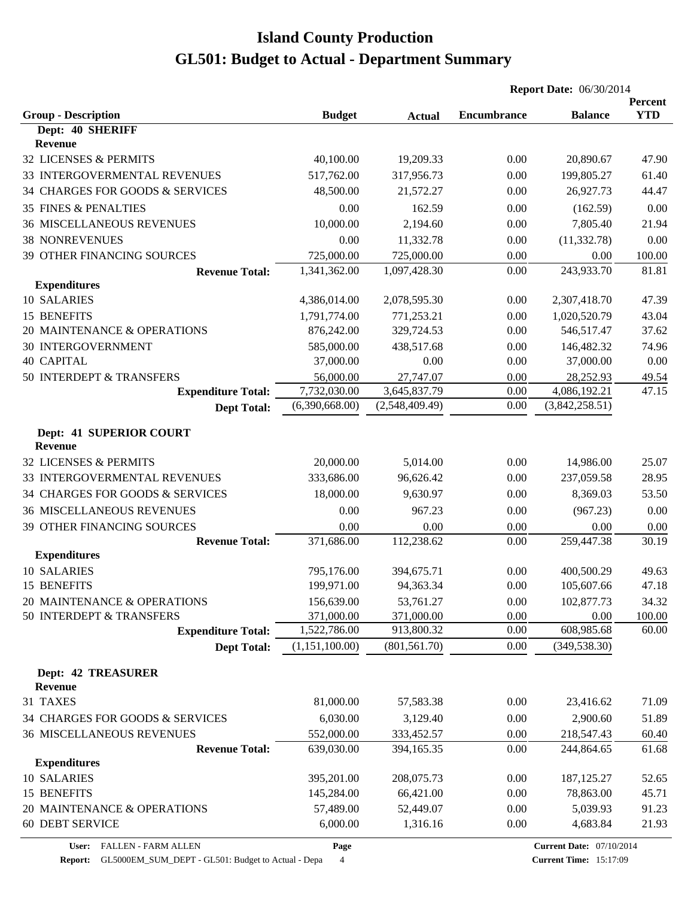# Island County Production
# GL501: Budget to Actual - Department Summary

**Report Date:** 06/30/2014

| Group - Description | Budget | Actual | Encumbrance | Balance | Percent YTD |
|---|---|---|---|---|---|
| **Dept: 40 SHERIFF** | | | | | |
| **Revenue** | | | | | |
| 32 LICENSES & PERMITS | 40,100.00 | 19,209.33 | 0.00 | 20,890.67 | 47.90 |
| 33 INTERGOVERMENTAL REVENUES | 517,762.00 | 317,956.73 | 0.00 | 199,805.27 | 61.40 |
| 34 CHARGES FOR GOODS & SERVICES | 48,500.00 | 21,572.27 | 0.00 | 26,927.73 | 44.47 |
| 35 FINES & PENALTIES | 0.00 | 162.59 | 0.00 | (162.59) | 0.00 |
| 36 MISCELLANEOUS REVENUES | 10,000.00 | 2,194.60 | 0.00 | 7,805.40 | 21.94 |
| 38 NONREVENUES | 0.00 | 11,332.78 | 0.00 | (11,332.78) | 0.00 |
| 39 OTHER FINANCING SOURCES | 725,000.00 | 725,000.00 | 0.00 | 0.00 | 100.00 |
| **Revenue Total:** | 1,341,362.00 | 1,097,428.30 | 0.00 | 243,933.70 | 81.81 |
| **Expenditures** | | | | | |
| 10 SALARIES | 4,386,014.00 | 2,078,595.30 | 0.00 | 2,307,418.70 | 47.39 |
| 15 BENEFITS | 1,791,774.00 | 771,253.21 | 0.00 | 1,020,520.79 | 43.04 |
| 20 MAINTENANCE & OPERATIONS | 876,242.00 | 329,724.53 | 0.00 | 546,517.47 | 37.62 |
| 30 INTERGOVERNMENT | 585,000.00 | 438,517.68 | 0.00 | 146,482.32 | 74.96 |
| 40 CAPITAL | 37,000.00 | 0.00 | 0.00 | 37,000.00 | 0.00 |
| 50 INTERDEPT & TRANSFERS | 56,000.00 | 27,747.07 | 0.00 | 28,252.93 | 49.54 |
| **Expenditure Total:** | 7,732,030.00 | 3,645,837.79 | 0.00 | 4,086,192.21 | 47.15 |
| **Dept Total:** | (6,390,668.00) | (2,548,409.49) | 0.00 | (3,842,258.51) | |
| **Dept: 41 SUPERIOR COURT** | | | | | |
| **Revenue** | | | | | |
| 32 LICENSES & PERMITS | 20,000.00 | 5,014.00 | 0.00 | 14,986.00 | 25.07 |
| 33 INTERGOVERMENTAL REVENUES | 333,686.00 | 96,626.42 | 0.00 | 237,059.58 | 28.95 |
| 34 CHARGES FOR GOODS & SERVICES | 18,000.00 | 9,630.97 | 0.00 | 8,369.03 | 53.50 |
| 36 MISCELLANEOUS REVENUES | 0.00 | 967.23 | 0.00 | (967.23) | 0.00 |
| 39 OTHER FINANCING SOURCES | 0.00 | 0.00 | 0.00 | 0.00 | 0.00 |
| **Revenue Total:** | 371,686.00 | 112,238.62 | 0.00 | 259,447.38 | 30.19 |
| **Expenditures** | | | | | |
| 10 SALARIES | 795,176.00 | 394,675.71 | 0.00 | 400,500.29 | 49.63 |
| 15 BENEFITS | 199,971.00 | 94,363.34 | 0.00 | 105,607.66 | 47.18 |
| 20 MAINTENANCE & OPERATIONS | 156,639.00 | 53,761.27 | 0.00 | 102,877.73 | 34.32 |
| 50 INTERDEPT & TRANSFERS | 371,000.00 | 371,000.00 | 0.00 | 0.00 | 100.00 |
| **Expenditure Total:** | 1,522,786.00 | 913,800.32 | 0.00 | 608,985.68 | 60.00 |
| **Dept Total:** | (1,151,100.00) | (801,561.70) | 0.00 | (349,538.30) | |
| **Dept: 42 TREASURER** | | | | | |
| **Revenue** | | | | | |
| 31 TAXES | 81,000.00 | 57,583.38 | 0.00 | 23,416.62 | 71.09 |
| 34 CHARGES FOR GOODS & SERVICES | 6,030.00 | 3,129.40 | 0.00 | 2,900.60 | 51.89 |
| 36 MISCELLANEOUS REVENUES | 552,000.00 | 333,452.57 | 0.00 | 218,547.43 | 60.40 |
| **Revenue Total:** | 639,030.00 | 394,165.35 | 0.00 | 244,864.65 | 61.68 |
| **Expenditures** | | | | | |
| 10 SALARIES | 395,201.00 | 208,075.73 | 0.00 | 187,125.27 | 52.65 |
| 15 BENEFITS | 145,284.00 | 66,421.00 | 0.00 | 78,863.00 | 45.71 |
| 20 MAINTENANCE & OPERATIONS | 57,489.00 | 52,449.07 | 0.00 | 5,039.93 | 91.23 |
| 60 DEBT SERVICE | 6,000.00 | 1,316.16 | 0.00 | 4,683.84 | 21.93 |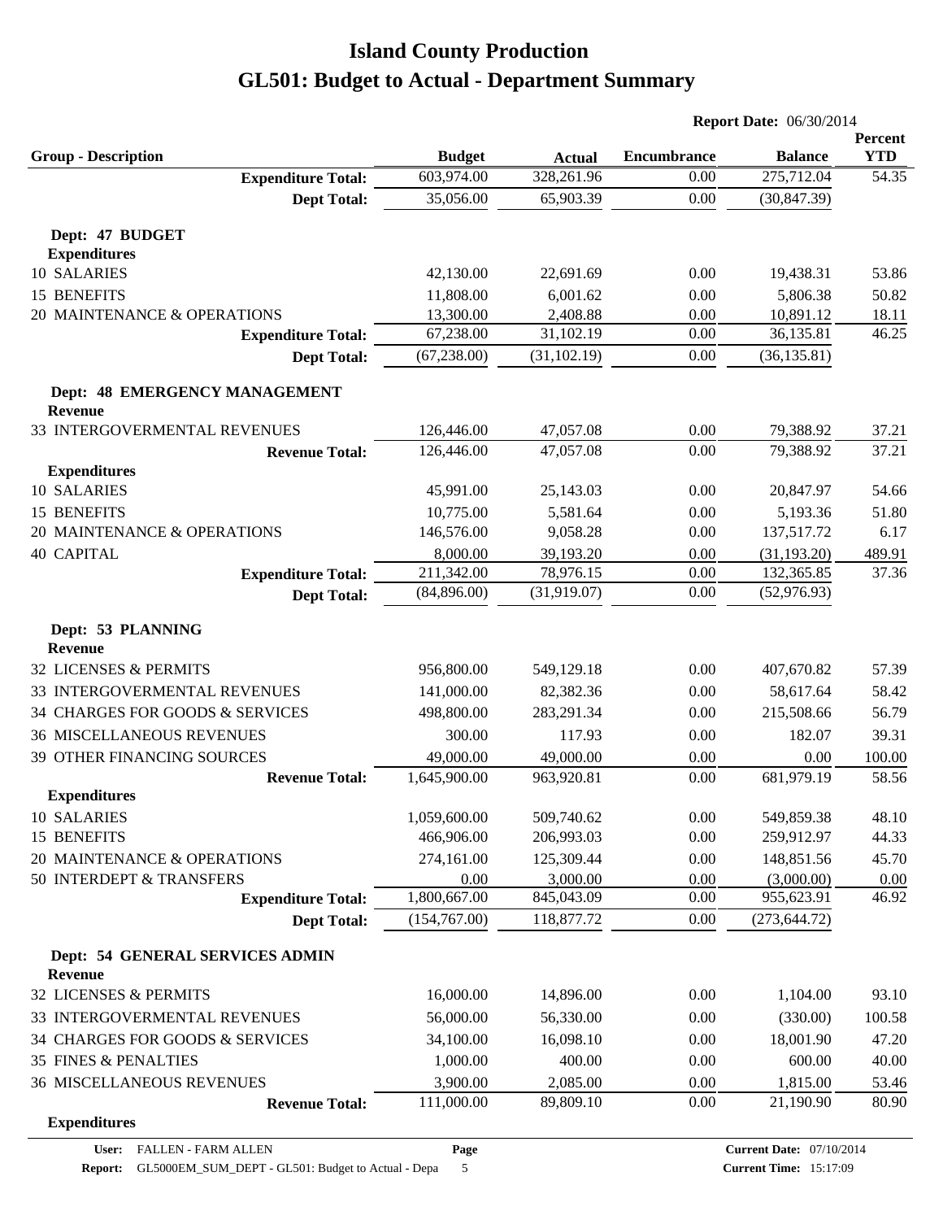# Island County Production
# GL501: Budget to Actual - Department Summary

**Report Date:** 06/30/2014

| Group - Description | Budget | Actual | Encumbrance | Balance | Percent YTD |
|---|---|---|---|---|---|
| **Expenditure Total:** | 603,974.00 | 328,261.96 | 0.00 | 275,712.04 | 54.35 |
| **Dept Total:** | 35,056.00 | 65,903.39 | 0.00 | (30,847.39) | |
| **Dept: 47 BUDGET** | | | | | |
| **Expenditures** | | | | | |
| 10 SALARIES | 42,130.00 | 22,691.69 | 0.00 | 19,438.31 | 53.86 |
| 15 BENEFITS | 11,808.00 | 6,001.62 | 0.00 | 5,806.38 | 50.82 |
| 20 MAINTENANCE & OPERATIONS | 13,300.00 | 2,408.88 | 0.00 | 10,891.12 | 18.11 |
| **Expenditure Total:** | 67,238.00 | 31,102.19 | 0.00 | 36,135.81 | 46.25 |
| **Dept Total:** | (67,238.00) | (31,102.19) | 0.00 | (36,135.81) | |
| **Dept: 48 EMERGENCY MANAGEMENT** | | | | | |
| **Revenue** | | | | | |
| 33 INTERGOVERMENTAL REVENUES | 126,446.00 | 47,057.08 | 0.00 | 79,388.92 | 37.21 |
| **Revenue Total:** | 126,446.00 | 47,057.08 | 0.00 | 79,388.92 | 37.21 |
| **Expenditures** | | | | | |
| 10 SALARIES | 45,991.00 | 25,143.03 | 0.00 | 20,847.97 | 54.66 |
| 15 BENEFITS | 10,775.00 | 5,581.64 | 0.00 | 5,193.36 | 51.80 |
| 20 MAINTENANCE & OPERATIONS | 146,576.00 | 9,058.28 | 0.00 | 137,517.72 | 6.17 |
| 40 CAPITAL | 8,000.00 | 39,193.20 | 0.00 | (31,193.20) | 489.91 |
| **Expenditure Total:** | 211,342.00 | 78,976.15 | 0.00 | 132,365.85 | 37.36 |
| **Dept Total:** | (84,896.00) | (31,919.07) | 0.00 | (52,976.93) | |
| **Dept: 53 PLANNING** | | | | | |
| **Revenue** | | | | | |
| 32 LICENSES & PERMITS | 956,800.00 | 549,129.18 | 0.00 | 407,670.82 | 57.39 |
| 33 INTERGOVERMENTAL REVENUES | 141,000.00 | 82,382.36 | 0.00 | 58,617.64 | 58.42 |
| 34 CHARGES FOR GOODS & SERVICES | 498,800.00 | 283,291.34 | 0.00 | 215,508.66 | 56.79 |
| 36 MISCELLANEOUS REVENUES | 300.00 | 117.93 | 0.00 | 182.07 | 39.31 |
| 39 OTHER FINANCING SOURCES | 49,000.00 | 49,000.00 | 0.00 | 0.00 | 100.00 |
| **Revenue Total:** | 1,645,900.00 | 963,920.81 | 0.00 | 681,979.19 | 58.56 |
| **Expenditures** | | | | | |
| 10 SALARIES | 1,059,600.00 | 509,740.62 | 0.00 | 549,859.38 | 48.10 |
| 15 BENEFITS | 466,906.00 | 206,993.03 | 0.00 | 259,912.97 | 44.33 |
| 20 MAINTENANCE & OPERATIONS | 274,161.00 | 125,309.44 | 0.00 | 148,851.56 | 45.70 |
| 50 INTERDEPT & TRANSFERS | 0.00 | 3,000.00 | 0.00 | (3,000.00) | 0.00 |
| **Expenditure Total:** | 1,800,667.00 | 845,043.09 | 0.00 | 955,623.91 | 46.92 |
| **Dept Total:** | (154,767.00) | 118,877.72 | 0.00 | (273,644.72) | |
| **Dept: 54 GENERAL SERVICES ADMIN** | | | | | |
| **Revenue** | | | | | |
| 32 LICENSES & PERMITS | 16,000.00 | 14,896.00 | 0.00 | 1,104.00 | 93.10 |
| 33 INTERGOVERMENTAL REVENUES | 56,000.00 | 56,330.00 | 0.00 | (330.00) | 100.58 |
| 34 CHARGES FOR GOODS & SERVICES | 34,100.00 | 16,098.10 | 0.00 | 18,001.90 | 47.20 |
| 35 FINES & PENALTIES | 1,000.00 | 400.00 | 0.00 | 600.00 | 40.00 |
| 36 MISCELLANEOUS REVENUES | 3,900.00 | 2,085.00 | 0.00 | 1,815.00 | 53.46 |
| **Revenue Total:** | 111,000.00 | 89,809.10 | 0.00 | 21,190.90 | 80.90 |
| **Expenditures** | | | | | |

**User:** FALLEN - FARM ALLEN
**Report:** GL5000EM_SUM_DEPT - GL501: Budget to Actual - Depa
**Current Date:** 07/10/2014
**Current Time:** 15:17:09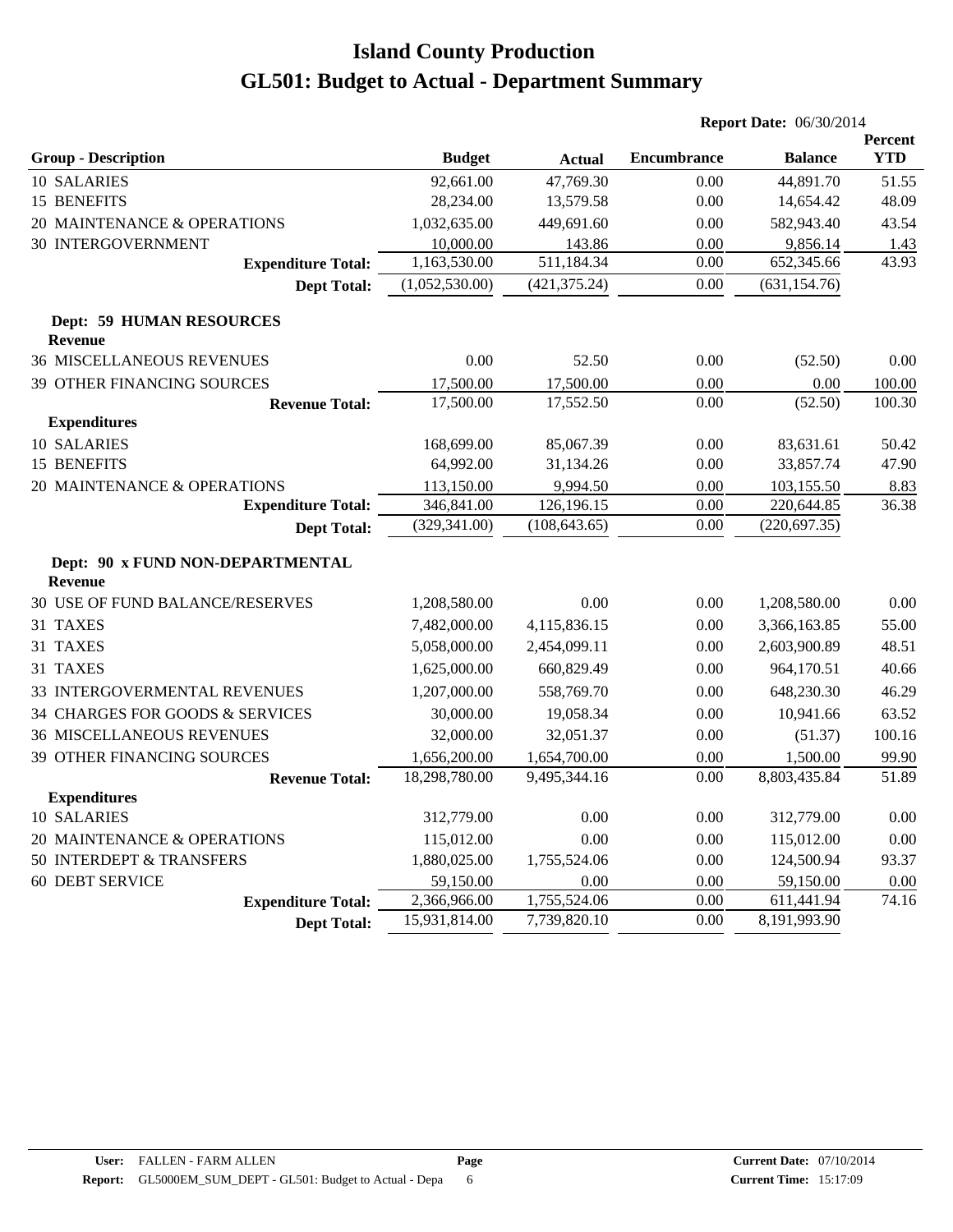# Island County Production
# GL501: Budget to Actual - Department Summary

**Report Date:** 06/30/2014

| Group - Description | Budget | Actual | Encumbrance | Balance | Percent YTD |
|---|---|---|---|---|---|
| 10 SALARIES | 92,661.00 | 47,769.30 | 0.00 | 44,891.70 | 51.55 |
| 15 BENEFITS | 28,234.00 | 13,579.58 | 0.00 | 14,654.42 | 48.09 |
| 20 MAINTENANCE & OPERATIONS | 1,032,635.00 | 449,691.60 | 0.00 | 582,943.40 | 43.54 |
| 30 INTERGOVERNMENT | 10,000.00 | 143.86 | 0.00 | 9,856.14 | 1.43 |
| **Expenditure Total:** | 1,163,530.00 | 511,184.34 | 0.00 | 652,345.66 | 43.93 |
| **Dept Total:** | (1,052,530.00) | (421,375.24) | 0.00 | (631,154.76) | |
| **Dept: 59 HUMAN RESOURCES** | | | | | |
| **Revenue** | | | | | |
| 36 MISCELLANEOUS REVENUES | 0.00 | 52.50 | 0.00 | (52.50) | 0.00 |
| 39 OTHER FINANCING SOURCES | 17,500.00 | 17,500.00 | 0.00 | 0.00 | 100.00 |
| **Revenue Total:** | 17,500.00 | 17,552.50 | 0.00 | (52.50) | 100.30 |
| **Expenditures** | | | | | |
| 10 SALARIES | 168,699.00 | 85,067.39 | 0.00 | 83,631.61 | 50.42 |
| 15 BENEFITS | 64,992.00 | 31,134.26 | 0.00 | 33,857.74 | 47.90 |
| 20 MAINTENANCE & OPERATIONS | 113,150.00 | 9,994.50 | 0.00 | 103,155.50 | 8.83 |
| **Expenditure Total:** | 346,841.00 | 126,196.15 | 0.00 | 220,644.85 | 36.38 |
| **Dept Total:** | (329,341.00) | (108,643.65) | 0.00 | (220,697.35) | |
| **Dept: 90 x FUND NON-DEPARTMENTAL** | | | | | |
| **Revenue** | | | | | |
| 30 USE OF FUND BALANCE/RESERVES | 1,208,580.00 | 0.00 | 0.00 | 1,208,580.00 | 0.00 |
| 31 TAXES | 7,482,000.00 | 4,115,836.15 | 0.00 | 3,366,163.85 | 55.00 |
| 31 TAXES | 5,058,000.00 | 2,454,099.11 | 0.00 | 2,603,900.89 | 48.51 |
| 31 TAXES | 1,625,000.00 | 660,829.49 | 0.00 | 964,170.51 | 40.66 |
| 33 INTERGOVERMENTAL REVENUES | 1,207,000.00 | 558,769.70 | 0.00 | 648,230.30 | 46.29 |
| 34 CHARGES FOR GOODS & SERVICES | 30,000.00 | 19,058.34 | 0.00 | 10,941.66 | 63.52 |
| 36 MISCELLANEOUS REVENUES | 32,000.00 | 32,051.37 | 0.00 | (51.37) | 100.16 |
| 39 OTHER FINANCING SOURCES | 1,656,200.00 | 1,654,700.00 | 0.00 | 1,500.00 | 99.90 |
| **Revenue Total:** | 18,298,780.00 | 9,495,344.16 | 0.00 | 8,803,435.84 | 51.89 |
| **Expenditures** | | | | | |
| 10 SALARIES | 312,779.00 | 0.00 | 0.00 | 312,779.00 | 0.00 |
| 20 MAINTENANCE & OPERATIONS | 115,012.00 | 0.00 | 0.00 | 115,012.00 | 0.00 |
| 50 INTERDEPT & TRANSFERS | 1,880,025.00 | 1,755,524.06 | 0.00 | 124,500.94 | 93.37 |
| 60 DEBT SERVICE | 59,150.00 | 0.00 | 0.00 | 59,150.00 | 0.00 |
| **Expenditure Total:** | 2,366,966.00 | 1,755,524.06 | 0.00 | 611,441.94 | 74.16 |
| **Dept Total:** | 15,931,814.00 | 7,739,820.10 | 0.00 | 8,191,993.90 | |

**User:** FALLEN - FARM ALLEN
**Report:** GL5000EM_SUM_DEPT - GL501: Budget to Actual - Depa
**Current Date:** 07/10/2014
**Current Time:** 15:17:09